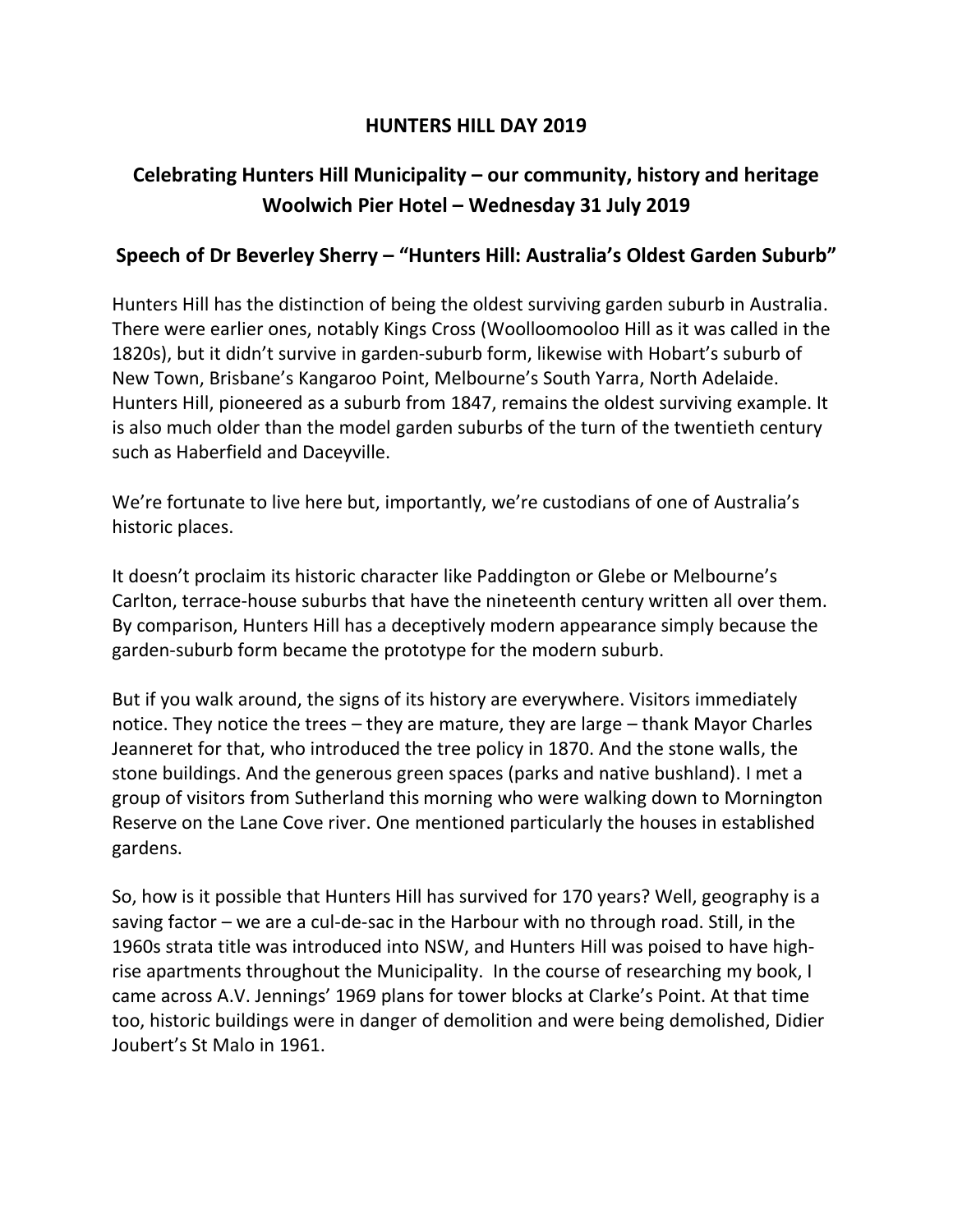# HUNTERS HILL DAY 2019

## Celebrating Hunters Hill Municipality – our community, history and heritage Woolwich Pier Hotel – Wednesday 31 July 2019

## Speech of Dr Beverley Sherry – "Hunters Hill: Australia's Oldest Garden Suburb"

Hunters Hill has the distinction of being the oldest surviving garden suburb in Australia. There were earlier ones, notably Kings Cross (Woolloomooloo Hill as it was called in the 1820s), but it didn't survive in garden-suburb form, likewise with Hobart's suburb of New Town, Brisbane's Kangaroo Point, Melbourne's South Yarra, North Adelaide. Hunters Hill, pioneered as a suburb from 1847, remains the oldest surviving example. It is also much older than the model garden suburbs of the turn of the twentieth century such as Haberfield and Daceyville.

We're fortunate to live here but, importantly, we're custodians of one of Australia's historic places.

It doesn't proclaim its historic character like Paddington or Glebe or Melbourne's Carlton, terrace-house suburbs that have the nineteenth century written all over them. By comparison, Hunters Hill has a deceptively modern appearance simply because the garden-suburb form became the prototype for the modern suburb.

But if you walk around, the signs of its history are everywhere. Visitors immediately notice. They notice the trees – they are mature, they are large – thank Mayor Charles Jeanneret for that, who introduced the tree policy in 1870. And the stone walls, the stone buildings. And the generous green spaces (parks and native bushland). I met a group of visitors from Sutherland this morning who were walking down to Mornington Reserve on the Lane Cove river. One mentioned particularly the houses in established gardens.

So, how is it possible that Hunters Hill has survived for 170 years? Well, geography is a saving factor – we are a cul-de-sac in the Harbour with no through road. Still, in the 1960s strata title was introduced into NSW, and Hunters Hill was poised to have high-rise apartments throughout the Municipality. In the course of researching my book, I came across A.V. Jennings' 1969 plans for tower blocks at Clarke's Point. At that time too, historic buildings were in danger of demolition and were being demolished, Didier Joubert's St Malo in 1961.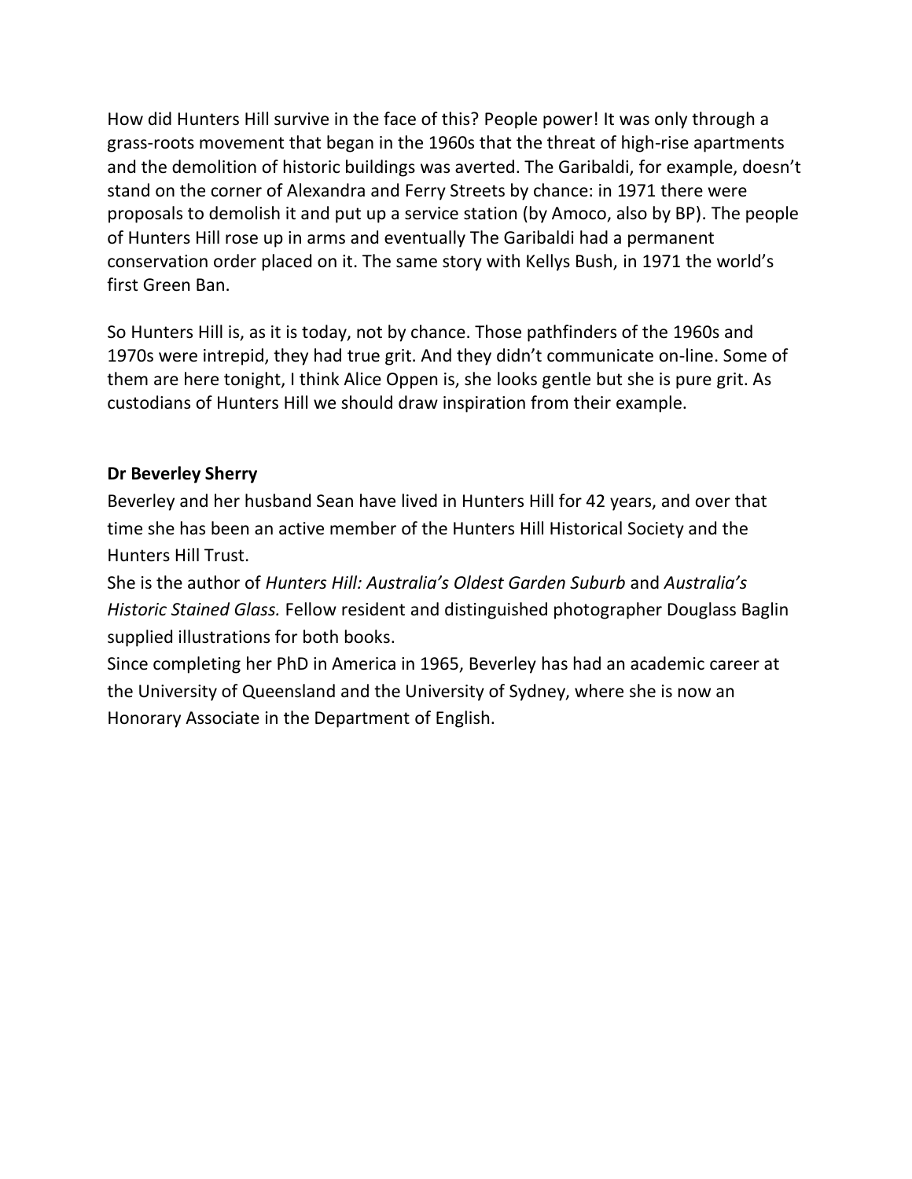How did Hunters Hill survive in the face of this? People power! It was only through a grass-roots movement that began in the 1960s that the threat of high-rise apartments and the demolition of historic buildings was averted. The Garibaldi, for example, doesn't stand on the corner of Alexandra and Ferry Streets by chance: in 1971 there were proposals to demolish it and put up a service station (by Amoco, also by BP). The people of Hunters Hill rose up in arms and eventually The Garibaldi had a permanent conservation order placed on it. The same story with Kellys Bush, in 1971 the world's first Green Ban.

So Hunters Hill is, as it is today, not by chance. Those pathfinders of the 1960s and 1970s were intrepid, they had true grit. And they didn't communicate on-line. Some of them are here tonight, I think Alice Oppen is, she looks gentle but she is pure grit. As custodians of Hunters Hill we should draw inspiration from their example.

**Dr Beverley Sherry**

Beverley and her husband Sean have lived in Hunters Hill for 42 years, and over that time she has been an active member of the Hunters Hill Historical Society and the Hunters Hill Trust.

She is the author of *Hunters Hill: Australia's Oldest Garden Suburb* and *Australia's Historic Stained Glass.* Fellow resident and distinguished photographer Douglass Baglin supplied illustrations for both books.

Since completing her PhD in America in 1965, Beverley has had an academic career at the University of Queensland and the University of Sydney, where she is now an Honorary Associate in the Department of English.